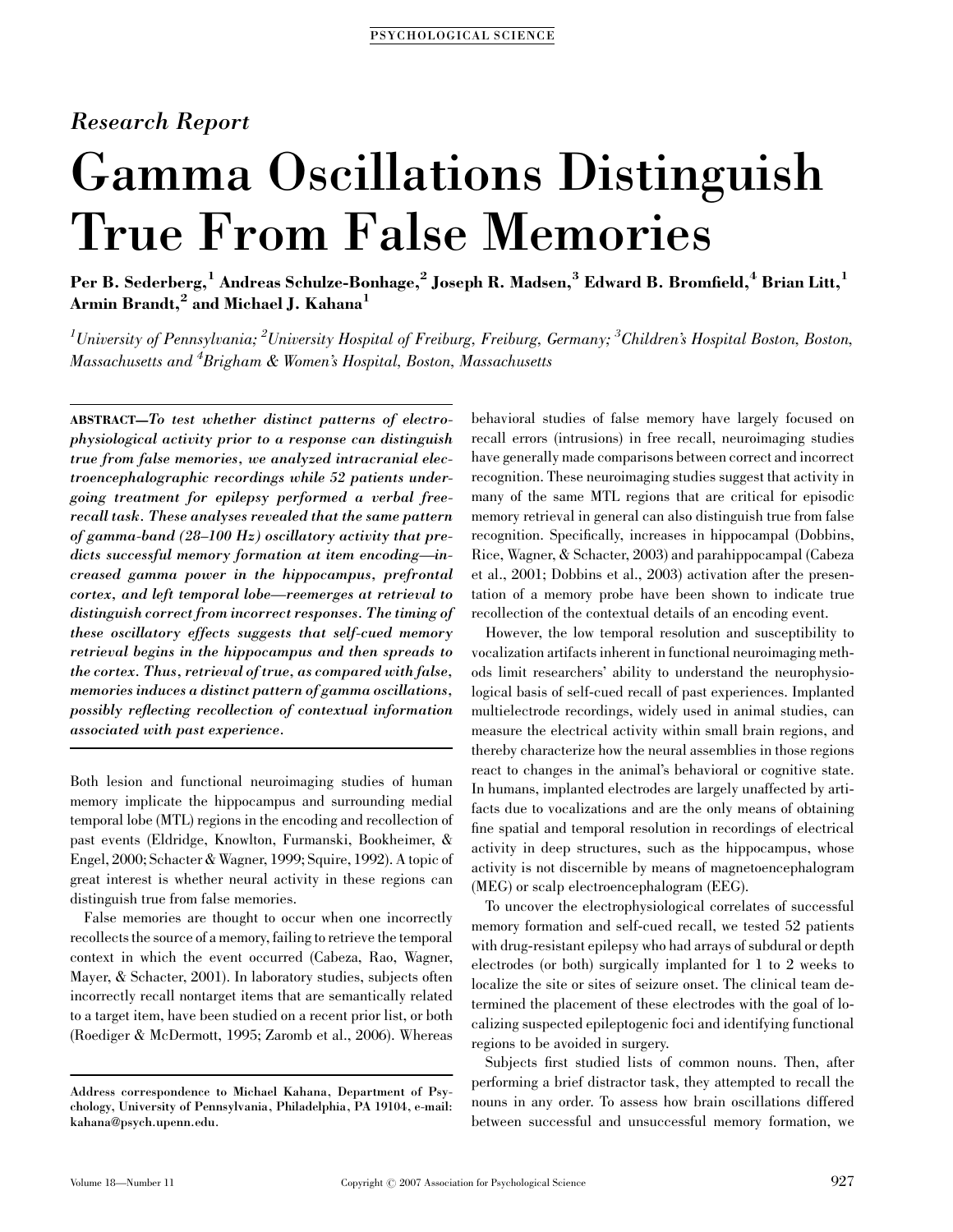Research Report

# Gamma Oscillations Distinguish True From False Memories

**Per B. Sederberg,[1] Andreas Schulze-Bonhage,[2] Joseph R. Madsen,[3] Edward B. Bromfield,[4] Brian Litt,[1] Armin Brandt,[2] and Michael J. Kahana[1]**

*[1]University of Pennsylvania; [2]University Hospital of Freiburg, Freiburg, Germany; [3]Children's Hospital Boston, Boston, Massachusetts and [4]Brigham & Women's Hospital, Boston, Massachusetts*

ABSTRACT—*To test whether distinct patterns of electrophysiological activity prior to a response can distinguish true from false memories, we analyzed intracranial electroencephalographic recordings while 52 patients undergoing treatment for epilepsy performed a verbal free-recall task. These analyses revealed that the same pattern of gamma-band (28–100 Hz) oscillatory activity that predicts successful memory formation at item encoding—increased gamma power in the hippocampus, prefrontal cortex, and left temporal lobe—reemerges at retrieval to distinguish correct from incorrect responses. The timing of these oscillatory effects suggests that self-cued memory retrieval begins in the hippocampus and then spreads to the cortex. Thus, retrieval of true, as compared with false, memories induces a distinct pattern of gamma oscillations, possibly reflecting recollection of contextual information associated with past experience.*

Both lesion and functional neuroimaging studies of human memory implicate the hippocampus and surrounding medial temporal lobe (MTL) regions in the encoding and recollection of past events (Eldridge, Knowlton, Furmanski, Bookheimer, & Engel, 2000; Schacter & Wagner, 1999; Squire, 1992). A topic of great interest is whether neural activity in these regions can distinguish true from false memories.

False memories are thought to occur when one incorrectly recollects the source of a memory, failing to retrieve the temporal context in which the event occurred (Cabeza, Rao, Wagner, Mayer, & Schacter, 2001). In laboratory studies, subjects often incorrectly recall nontarget items that are semantically related to a target item, have been studied on a recent prior list, or both (Roediger & McDermott, 1995; Zaromb et al., 2006). Whereas behavioral studies of false memory have largely focused on recall errors (intrusions) in free recall, neuroimaging studies have generally made comparisons between correct and incorrect recognition. These neuroimaging studies suggest that activity in many of the same MTL regions that are critical for episodic memory retrieval in general can also distinguish true from false recognition. Specifically, increases in hippocampal (Dobbins, Rice, Wagner, & Schacter, 2003) and parahippocampal (Cabeza et al., 2001; Dobbins et al., 2003) activation after the presentation of a memory probe have been shown to indicate true recollection of the contextual details of an encoding event.

However, the low temporal resolution and susceptibility to vocalization artifacts inherent in functional neuroimaging methods limit researchers' ability to understand the neurophysiological basis of self-cued recall of past experiences. Implanted multielectrode recordings, widely used in animal studies, can measure the electrical activity within small brain regions, and thereby characterize how the neural assemblies in those regions react to changes in the animal's behavioral or cognitive state. In humans, implanted electrodes are largely unaffected by artifacts due to vocalizations and are the only means of obtaining fine spatial and temporal resolution in recordings of electrical activity in deep structures, such as the hippocampus, whose activity is not discernible by means of magnetoencephalogram (MEG) or scalp electroencephalogram (EEG).

To uncover the electrophysiological correlates of successful memory formation and self-cued recall, we tested 52 patients with drug-resistant epilepsy who had arrays of subdural or depth electrodes (or both) surgically implanted for 1 to 2 weeks to localize the site or sites of seizure onset. The clinical team determined the placement of these electrodes with the goal of localizing suspected epileptogenic foci and identifying functional regions to be avoided in surgery.

Subjects first studied lists of common nouns. Then, after performing a brief distractor task, they attempted to recall the nouns in any order. To assess how brain oscillations differed between successful and unsuccessful memory formation, we

---

**Address correspondence to Michael Kahana, Department of Psychology, University of Pennsylvania, Philadelphia, PA 19104, e-mail: kahana@psych.upenn.edu.**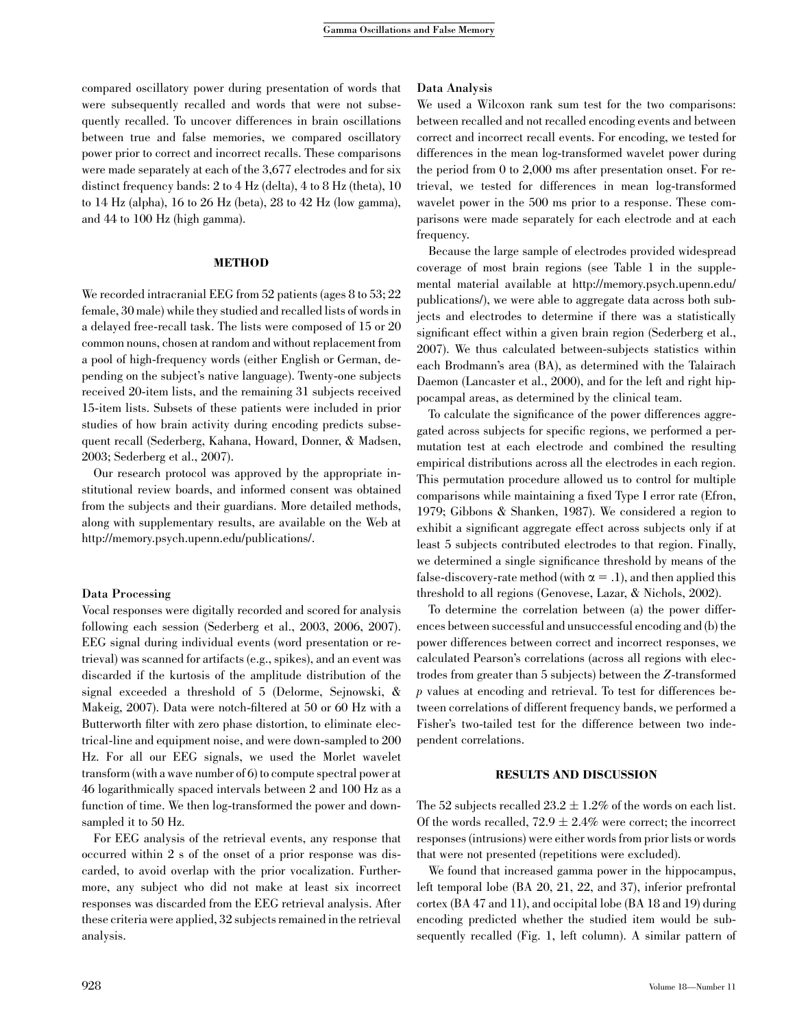compared oscillatory power during presentation of words that were subsequently recalled and words that were not subsequently recalled. To uncover differences in brain oscillations between true and false memories, we compared oscillatory power prior to correct and incorrect recalls. These comparisons were made separately at each of the 3,677 electrodes and for six distinct frequency bands: 2 to 4 Hz (delta), 4 to 8 Hz (theta), 10 to 14 Hz (alpha), 16 to 26 Hz (beta), 28 to 42 Hz (low gamma), and 44 to 100 Hz (high gamma).

## METHOD

We recorded intracranial EEG from 52 patients (ages 8 to 53; 22 female, 30 male) while they studied and recalled lists of words in a delayed free-recall task. The lists were composed of 15 or 20 common nouns, chosen at random and without replacement from a pool of high-frequency words (either English or German, depending on the subject's native language). Twenty-one subjects received 20-item lists, and the remaining 31 subjects received 15-item lists. Subsets of these patients were included in prior studies of how brain activity during encoding predicts subsequent recall (Sederberg, Kahana, Howard, Donner, & Madsen, 2003; Sederberg et al., 2007).

Our research protocol was approved by the appropriate institutional review boards, and informed consent was obtained from the subjects and their guardians. More detailed methods, along with supplementary results, are available on the Web at http://memory.psych.upenn.edu/publications/.

### Data Processing

Vocal responses were digitally recorded and scored for analysis following each session (Sederberg et al., 2003, 2006, 2007). EEG signal during individual events (word presentation or retrieval) was scanned for artifacts (e.g., spikes), and an event was discarded if the kurtosis of the amplitude distribution of the signal exceeded a threshold of 5 (Delorme, Sejnowski, & Makeig, 2007). Data were notch-filtered at 50 or 60 Hz with a Butterworth filter with zero phase distortion, to eliminate electrical-line and equipment noise, and were down-sampled to 200 Hz. For all our EEG signals, we used the Morlet wavelet transform (with a wave number of 6) to compute spectral power at 46 logarithmically spaced intervals between 2 and 100 Hz as a function of time. We then log-transformed the power and down-sampled it to 50 Hz.

For EEG analysis of the retrieval events, any response that occurred within 2 s of the onset of a prior response was discarded, to avoid overlap with the prior vocalization. Furthermore, any subject who did not make at least six incorrect responses was discarded from the EEG retrieval analysis. After these criteria were applied, 32 subjects remained in the retrieval analysis.

### Data Analysis

We used a Wilcoxon rank sum test for the two comparisons: between recalled and not recalled encoding events and between correct and incorrect recall events. For encoding, we tested for differences in the mean log-transformed wavelet power during the period from 0 to 2,000 ms after presentation onset. For retrieval, we tested for differences in mean log-transformed wavelet power in the 500 ms prior to a response. These comparisons were made separately for each electrode and at each frequency.

Because the large sample of electrodes provided widespread coverage of most brain regions (see Table 1 in the supplemental material available at http://memory.psych.upenn.edu/publications/), we were able to aggregate data across both subjects and electrodes to determine if there was a statistically significant effect within a given brain region (Sederberg et al., 2007). We thus calculated between-subjects statistics within each Brodmann's area (BA), as determined with the Talairach Daemon (Lancaster et al., 2000), and for the left and right hippocampal areas, as determined by the clinical team.

To calculate the significance of the power differences aggregated across subjects for specific regions, we performed a permutation test at each electrode and combined the resulting empirical distributions across all the electrodes in each region. This permutation procedure allowed us to control for multiple comparisons while maintaining a fixed Type I error rate (Efron, 1979; Gibbons & Shanken, 1987). We considered a region to exhibit a significant aggregate effect across subjects only if at least 5 subjects contributed electrodes to that region. Finally, we determined a single significance threshold by means of the false-discovery-rate method (with $\alpha = .1$), and then applied this threshold to all regions (Genovese, Lazar, & Nichols, 2002).

To determine the correlation between (a) the power differences between successful and unsuccessful encoding and (b) the power differences between correct and incorrect responses, we calculated Pearson's correlations (across all regions with electrodes from greater than 5 subjects) between the $Z$-transformed $p$ values at encoding and retrieval. To test for differences between correlations of different frequency bands, we performed a Fisher's two-tailed test for the difference between two independent correlations.

## RESULTS AND DISCUSSION

The 52 subjects recalled $23.2 \pm 1.2\%$ of the words on each list. Of the words recalled, $72.9 \pm 2.4\%$ were correct; the incorrect responses (intrusions) were either words from prior lists or words that were not presented (repetitions were excluded).

We found that increased gamma power in the hippocampus, left temporal lobe (BA 20, 21, 22, and 37), inferior prefrontal cortex (BA 47 and 11), and occipital lobe (BA 18 and 19) during encoding predicted whether the studied item would be subsequently recalled (Fig. 1, left column). A similar pattern of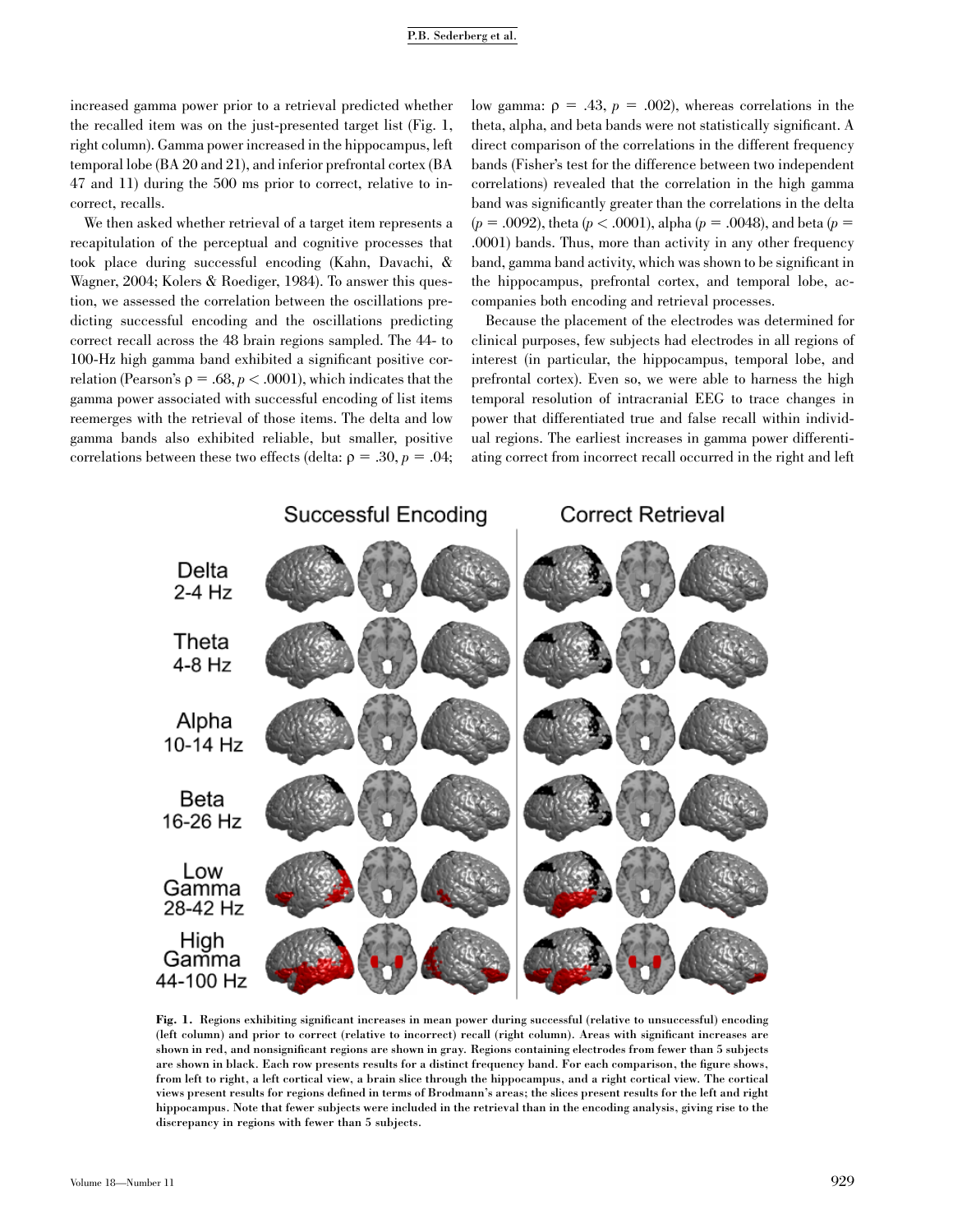increased gamma power prior to a retrieval predicted whether the recalled item was on the just-presented target list (Fig. 1, right column). Gamma power increased in the hippocampus, left temporal lobe (BA 20 and 21), and inferior prefrontal cortex (BA 47 and 11) during the 500 ms prior to correct, relative to incorrect, recalls.

We then asked whether retrieval of a target item represents a recapitulation of the perceptual and cognitive processes that took place during successful encoding (Kahn, Davachi, & Wagner, 2004; Kolers & Roediger, 1984). To answer this question, we assessed the correlation between the oscillations predicting successful encoding and the oscillations predicting correct recall across the 48 brain regions sampled. The 44- to 100-Hz high gamma band exhibited a significant positive correlation (Pearson's $\rho = .68, p < .0001$), which indicates that the gamma power associated with successful encoding of list items reemerges with the retrieval of those items. The delta and low gamma bands also exhibited reliable, but smaller, positive correlations between these two effects (delta: $\rho = .30, p = .04$; low gamma: $\rho = .43, p = .002$), whereas correlations in the theta, alpha, and beta bands were not statistically significant. A direct comparison of the correlations in the different frequency bands (Fisher's test for the difference between two independent correlations) revealed that the correlation in the high gamma band was significantly greater than the correlations in the delta ($p = .0092$), theta ($p < .0001$), alpha ($p = .0048$), and beta ($p = .0001$) bands. Thus, more than activity in any other frequency band, gamma band activity, which was shown to be significant in the hippocampus, prefrontal cortex, and temporal lobe, accompanies both encoding and retrieval processes.

Because the placement of the electrodes was determined for clinical purposes, few subjects had electrodes in all regions of interest (in particular, the hippocampus, temporal lobe, and prefrontal cortex). Even so, we were able to harness the high temporal resolution of intracranial EEG to trace changes in power that differentiated true and false recall within individual regions. The earliest increases in gamma power differentiating correct from incorrect recall occurred in the right and left

**Fig. 1.** Regions exhibiting significant increases in mean power during successful (relative to unsuccessful) encoding (left column) and prior to correct (relative to incorrect) recall (right column). Areas with significant increases are shown in red, and nonsignificant regions are shown in gray. Regions containing electrodes from fewer than 5 subjects are shown in black. Each row presents results for a distinct frequency band. For each comparison, the figure shows, from left to right, a left cortical view, a brain slice through the hippocampus, and a right cortical view. The cortical views present results for regions defined in terms of Brodmann's areas; the slices present results for the left and right hippocampus. Note that fewer subjects were included in the retrieval than in the encoding analysis, giving rise to the discrepancy in regions with fewer than 5 subjects.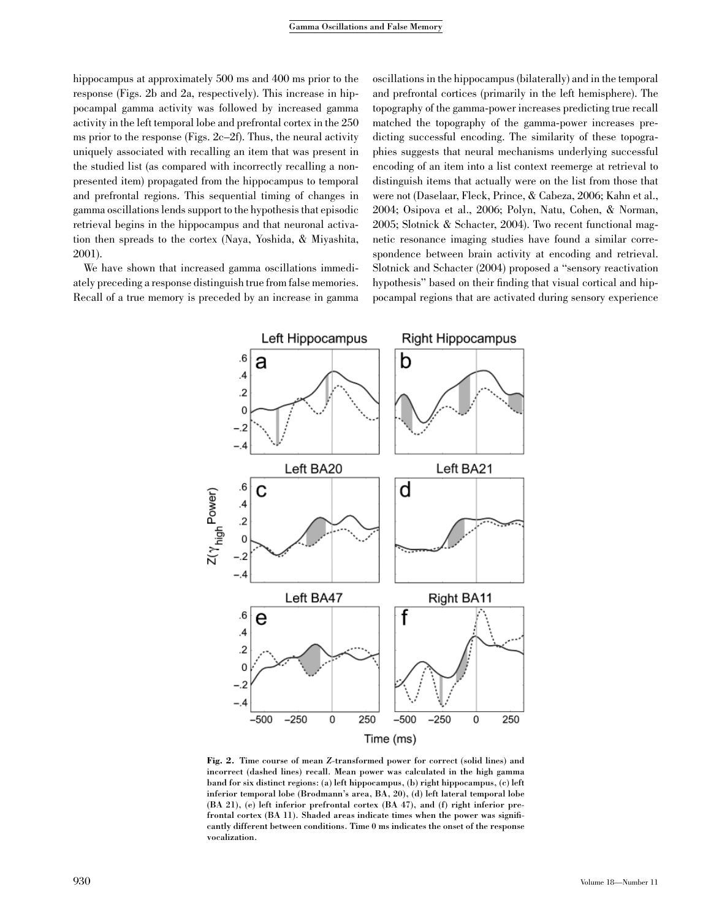hippocampus at approximately 500 ms and 400 ms prior to the response (Figs. 2b and 2a, respectively). This increase in hippocampal gamma activity was followed by increased gamma activity in the left temporal lobe and prefrontal cortex in the 250 ms prior to the response (Figs. 2c–2f). Thus, the neural activity uniquely associated with recalling an item that was present in the studied list (as compared with incorrectly recalling a nonpresented item) propagated from the hippocampus to temporal and prefrontal regions. This sequential timing of changes in gamma oscillations lends support to the hypothesis that episodic retrieval begins in the hippocampus and that neuronal activation then spreads to the cortex (Naya, Yoshida, & Miyashita, 2001).

We have shown that increased gamma oscillations immediately preceding a response distinguish true from false memories. Recall of a true memory is preceded by an increase in gamma oscillations in the hippocampus (bilaterally) and in the temporal and prefrontal cortices (primarily in the left hemisphere). The topography of the gamma-power increases predicting true recall matched the topography of the gamma-power increases predicting successful encoding. The similarity of these topographies suggests that neural mechanisms underlying successful encoding of an item into a list context reemerge at retrieval to distinguish items that actually were on the list from those that were not (Daselaar, Fleck, Prince, & Cabeza, 2006; Kahn et al., 2004; Osipova et al., 2006; Polyn, Natu, Cohen, & Norman, 2005; Slotnick & Schacter, 2004). Two recent functional magnetic resonance imaging studies have found a similar correspondence between brain activity at encoding and retrieval. Slotnick and Schacter (2004) proposed a "sensory reactivation hypothesis" based on their finding that visual cortical and hippocampal regions that are activated during sensory experience

**Fig. 2.** Time course of mean Z-transformed power for correct (solid lines) and incorrect (dashed lines) recall. Mean power was calculated in the high gamma band for six distinct regions: (a) left hippocampus, (b) right hippocampus, (c) left inferior temporal lobe (Brodmann's area, BA, 20), (d) left lateral temporal lobe (BA 21), (e) left inferior prefrontal cortex (BA 47), and (f) right inferior prefrontal cortex (BA 11). Shaded areas indicate times when the power was significantly different between conditions. Time 0 ms indicates the onset of the response vocalization.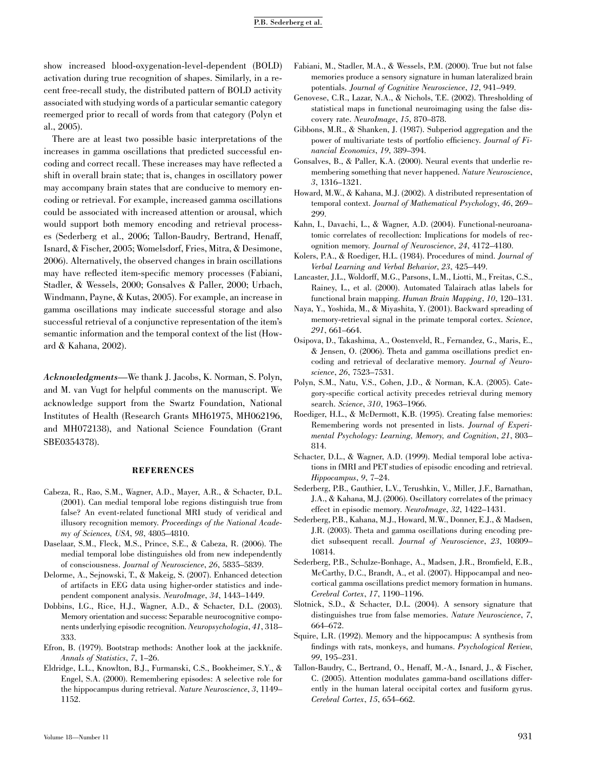show increased blood-oxygenation-level-dependent (BOLD) activation during true recognition of shapes. Similarly, in a recent free-recall study, the distributed pattern of BOLD activity associated with studying words of a particular semantic category reemerged prior to recall of words from that category (Polyn et al., 2005).

There are at least two possible basic interpretations of the increases in gamma oscillations that predicted successful encoding and correct recall. These increases may have reflected a shift in overall brain state; that is, changes in oscillatory power may accompany brain states that are conducive to memory encoding or retrieval. For example, increased gamma oscillations could be associated with increased attention or arousal, which would support both memory encoding and retrieval processes (Sederberg et al., 2006; Tallon-Baudry, Bertrand, Henaff, Isnard, & Fischer, 2005; Womelsdorf, Fries, Mitra, & Desimone, 2006). Alternatively, the observed changes in brain oscillations may have reflected item-specific memory processes (Fabiani, Stadler, & Wessels, 2000; Gonsalves & Paller, 2000; Urbach, Windmann, Payne, & Kutas, 2005). For example, an increase in gamma oscillations may indicate successful storage and also successful retrieval of a conjunctive representation of the item's semantic information and the temporal context of the list (Howard & Kahana, 2002).

***Acknowledgments***—We thank J. Jacobs, K. Norman, S. Polyn, and M. van Vugt for helpful comments on the manuscript. We acknowledge support from the Swartz Foundation, National Institutes of Health (Research Grants MH61975, MH062196, and MH072138), and National Science Foundation (Grant SBE0354378).

## REFERENCES

Cabeza, R., Rao, S.M., Wagner, A.D., Mayer, A.R., & Schacter, D.L. (2001). Can medial temporal lobe regions distinguish true from false? An event-related functional MRI study of veridical and illusory recognition memory. *Proceedings of the National Academy of Sciences, USA*, *98*, 4805–4810.

Daselaar, S.M., Fleck, M.S., Prince, S.E., & Cabeza, R. (2006). The medial temporal lobe distinguishes old from new independently of consciousness. *Journal of Neuroscience*, *26*, 5835–5839.

Delorme, A., Sejnowski, T., & Makeig, S. (2007). Enhanced detection of artifacts in EEG data using higher-order statistics and independent component analysis. *NeuroImage*, *34*, 1443–1449.

Dobbins, I.G., Rice, H.J., Wagner, A.D., & Schacter, D.L. (2003). Memory orientation and success: Separable neurocognitive components underlying episodic recognition. *Neuropsychologia*, *41*, 318–333.

Efron, B. (1979). Bootstrap methods: Another look at the jackknife. *Annals of Statistics*, *7*, 1–26.

Eldridge, L.L., Knowlton, B.J., Furmanski, C.S., Bookheimer, S.Y., & Engel, S.A. (2000). Remembering episodes: A selective role for the hippocampus during retrieval. *Nature Neuroscience*, *3*, 1149–1152.

Fabiani, M., Stadler, M.A., & Wessels, P.M. (2000). True but not false memories produce a sensory signature in human lateralized brain potentials. *Journal of Cognitive Neuroscience*, *12*, 941–949.

Genovese, C.R., Lazar, N.A., & Nichols, T.E. (2002). Thresholding of statistical maps in functional neuroimaging using the false discovery rate. *NeuroImage*, *15*, 870–878.

Gibbons, M.R., & Shanken, J. (1987). Subperiod aggregation and the power of multivariate tests of portfolio efficiency. *Journal of Financial Economics*, *19*, 389–394.

Gonsalves, B., & Paller, K.A. (2000). Neural events that underlie remembering something that never happened. *Nature Neuroscience*, *3*, 1316–1321.

Howard, M.W., & Kahana, M.J. (2002). A distributed representation of temporal context. *Journal of Mathematical Psychology*, *46*, 269–299.

Kahn, I., Davachi, L., & Wagner, A.D. (2004). Functional-neuroanatomic correlates of recollection: Implications for models of recognition memory. *Journal of Neuroscience*, *24*, 4172–4180.

Kolers, P.A., & Roediger, H.L. (1984). Procedures of mind. *Journal of Verbal Learning and Verbal Behavior*, *23*, 425–449.

Lancaster, J.L., Woldorff, M.G., Parsons, L.M., Liotti, M., Freitas, C.S., Rainey, L., et al. (2000). Automated Talairach atlas labels for functional brain mapping. *Human Brain Mapping*, *10*, 120–131.

Naya, Y., Yoshida, M., & Miyashita, Y. (2001). Backward spreading of memory-retrieval signal in the primate temporal cortex. *Science*, *291*, 661–664.

Osipova, D., Takashima, A., Oostenveld, R., Fernandez, G., Maris, E., & Jensen, O. (2006). Theta and gamma oscillations predict encoding and retrieval of declarative memory. *Journal of Neuroscience*, *26*, 7523–7531.

Polyn, S.M., Natu, V.S., Cohen, J.D., & Norman, K.A. (2005). Category-specific cortical activity precedes retrieval during memory search. *Science*, *310*, 1963–1966.

Roediger, H.L., & McDermott, K.B. (1995). Creating false memories: Remembering words not presented in lists. *Journal of Experimental Psychology: Learning, Memory, and Cognition*, *21*, 803–814.

Schacter, D.L., & Wagner, A.D. (1999). Medial temporal lobe activations in fMRI and PET studies of episodic encoding and retrieval. *Hippocampus*, *9*, 7–24.

Sederberg, P.B., Gauthier, L.V., Terushkin, V., Miller, J.F., Barnathan, J.A., & Kahana, M.J. (2006). Oscillatory correlates of the primacy effect in episodic memory. *NeuroImage*, *32*, 1422–1431.

Sederberg, P.B., Kahana, M.J., Howard, M.W., Donner, E.J., & Madsen, J.R. (2003). Theta and gamma oscillations during encoding predict subsequent recall. *Journal of Neuroscience*, *23*, 10809–10814.

Sederberg, P.B., Schulze-Bonhage, A., Madsen, J.R., Bromfield, E.B., McCarthy, D.C., Brandt, A., et al. (2007). Hippocampal and neocortical gamma oscillations predict memory formation in humans. *Cerebral Cortex*, *17*, 1190–1196.

Slotnick, S.D., & Schacter, D.L. (2004). A sensory signature that distinguishes true from false memories. *Nature Neuroscience*, *7*, 664–672.

Squire, L.R. (1992). Memory and the hippocampus: A synthesis from findings with rats, monkeys, and humans. *Psychological Review*, *99*, 195–231.

Tallon-Baudry, C., Bertrand, O., Henaff, M.-A., Isnard, J., & Fischer, C. (2005). Attention modulates gamma-band oscillations differently in the human lateral occipital cortex and fusiform gyrus. *Cerebral Cortex*, *15*, 654–662.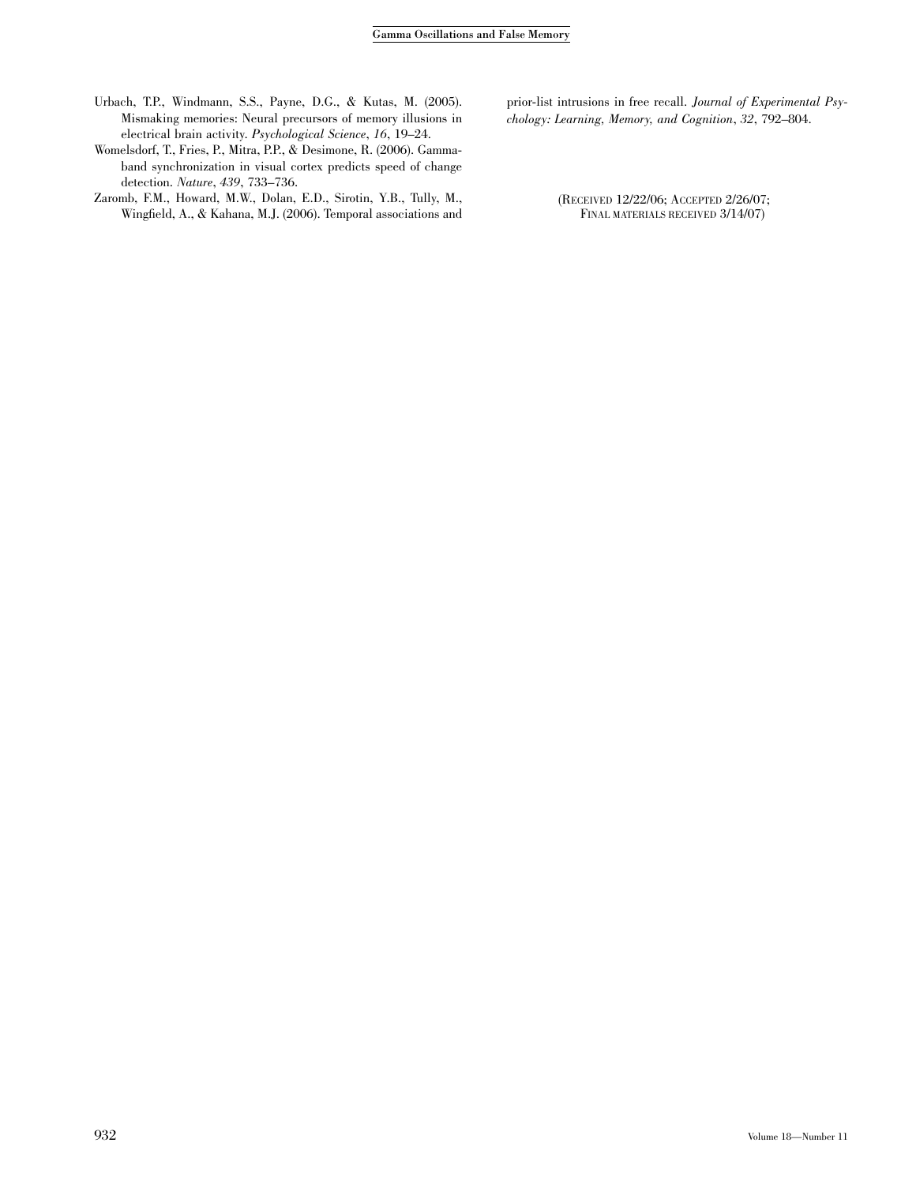Urbach, T.P., Windmann, S.S., Payne, D.G., & Kutas, M. (2005). Mismaking memories: Neural precursors of memory illusions in electrical brain activity. *Psychological Science*, *16*, 19–24.

Womelsdorf, T., Fries, P., Mitra, P.P., & Desimone, R. (2006). Gamma-band synchronization in visual cortex predicts speed of change detection. *Nature*, *439*, 733–736.

Zaromb, F.M., Howard, M.W., Dolan, E.D., Sirotin, Y.B., Tully, M., Wingfield, A., & Kahana, M.J. (2006). Temporal associations and prior-list intrusions in free recall. *Journal of Experimental Psychology: Learning, Memory, and Cognition*, *32*, 792–804.

(Received 12/22/06; Accepted 2/26/07; Final materials received 3/14/07)